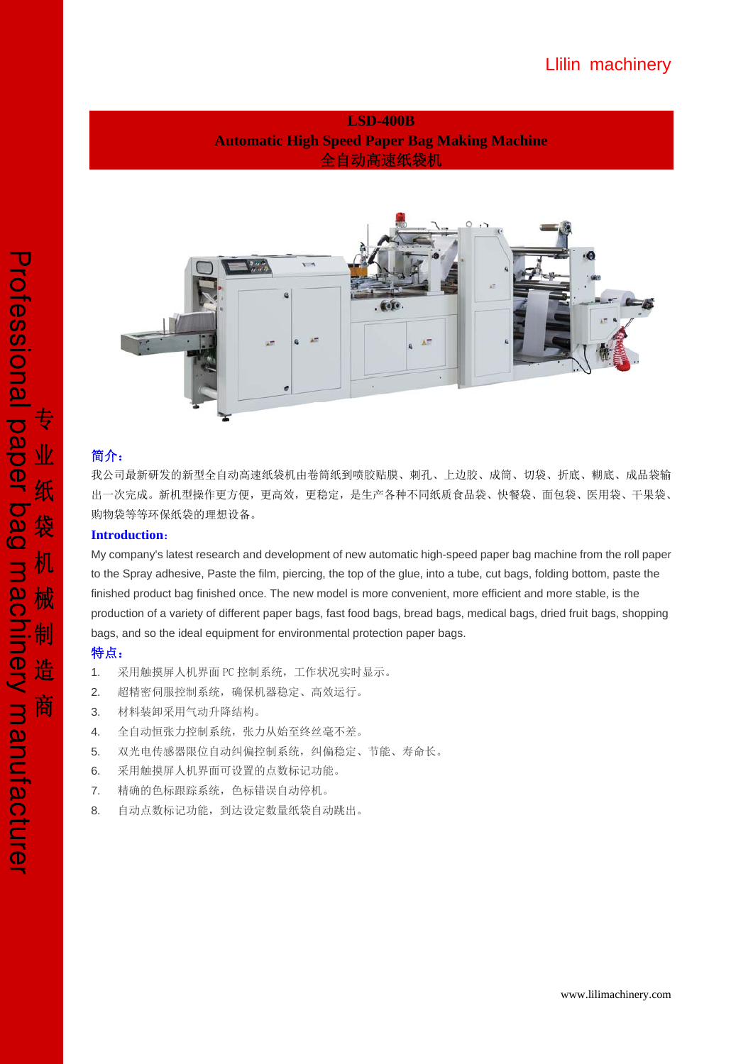Llilin machinery

# LSD-400B
## Automatic High Speed Paper Bag Making Machine
## 全自动高速纸袋机

Professional paper bag machinery manufacturer 专业纸袋机械制造商

### 简介：

我公司最新研发的新型全自动高速纸袋机由卷筒纸到喷胶贴膜、刺孔、上边胶、成筒、切袋、折底、糊底、成品袋输出一次完成。新机型操作更方便，更高效，更稳定，是生产各种不同纸质食品袋、快餐袋、面包袋、医用袋、干果袋、购物袋等等环保纸袋的理想设备。

### Introduction:

My company's latest research and development of new automatic high-speed paper bag machine from the roll paper to the Spray adhesive, Paste the film, piercing, the top of the glue, into a tube, cut bags, folding bottom, paste the finished product bag finished once. The new model is more convenient, more efficient and more stable, is the production of a variety of different paper bags, fast food bags, bread bags, medical bags, dried fruit bags, shopping bags, and so the ideal equipment for environmental protection paper bags.

### 特点：

1. 采用触摸屏人机界面 PC 控制系统，工作状况实时显示。
2. 超精密伺服控制系统，确保机器稳定、高效运行。
3. 材料装卸采用气动升降结构。
4. 全自动恒张力控制系统，张力从始至终丝毫不差。
5. 双光电传感器限位自动纠偏控制系统，纠偏稳定、节能、寿命长。
6. 采用触摸屏人机界面可设置的点数标记功能。
7. 精确的色标跟踪系统，色标错误自动停机。
8. 自动点数标记功能，到达设定数量纸袋自动跳出。

www.lilimachinery.com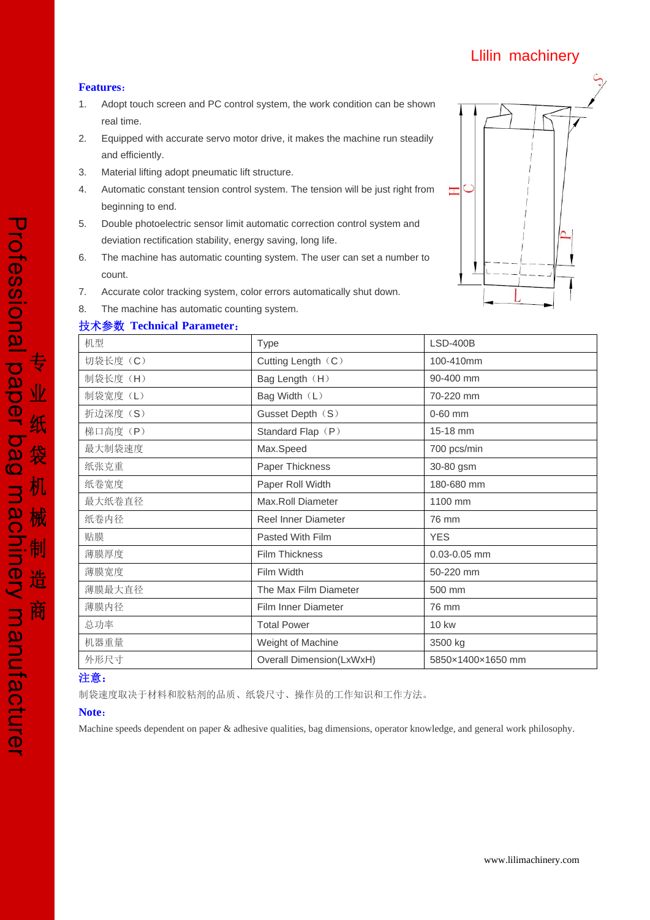Llilin machinery

**Features:**

1. Adopt touch screen and PC control system, the work condition can be shown real time.
2. Equipped with accurate servo motor drive, it makes the machine run steadily and efficiently.
3. Material lifting adopt pneumatic lift structure.
4. Automatic constant tension control system. The tension will be just right from beginning to end.
5. Double photoelectric sensor limit automatic correction control system and deviation rectification stability, energy saving, long life.
6. The machine has automatic counting system. The user can set a number to count.
7. Accurate color tracking system, color errors automatically shut down.
8. The machine has automatic counting system.

**技术参数 Technical Parameter:**

| | | |
|---|---|---|
| 机型 | Type | LSD-400B |
| 切袋长度（C） | Cutting Length（C） | 100-410mm |
| 制袋长度（H） | Bag Length（H） | 90-400 mm |
| 制袋宽度（L） | Bag Width（L） | 70-220 mm |
| 折边深度（S） | Gusset Depth（S） | 0-60 mm |
| 梯口高度（P） | Standard Flap（P） | 15-18 mm |
| 最大制袋速度 | Max.Speed | 700 pcs/min |
| 纸张克重 | Paper Thickness | 30-80 gsm |
| 纸卷宽度 | Paper Roll Width | 180-680 mm |
| 最大纸卷直径 | Max.Roll Diameter | 1100 mm |
| 纸卷内径 | Reel Inner Diameter | 76 mm |
| 贴膜 | Pasted With Film | YES |
| 薄膜厚度 | Film Thickness | 0.03-0.05 mm |
| 薄膜宽度 | Film Width | 50-220 mm |
| 薄膜最大直径 | The Max Film Diameter | 500 mm |
| 薄膜内径 | Film Inner Diameter | 76 mm |
| 总功率 | Total Power | 10 kw |
| 机器重量 | Weight of Machine | 3500 kg |
| 外形尺寸 | Overall Dimension(LxWxH) | 5850×1400×1650 mm |

**注意：**

制袋速度取决于材料和胶粘剂的品质、纸袋尺寸、操作员的工作知识和工作方法。

**Note:**

Machine speeds dependent on paper & adhesive qualities, bag dimensions, operator knowledge, and general work philosophy.

Professional paper bag machinery manufacturer 专业纸袋机械制造商

www.lilimachinery.com